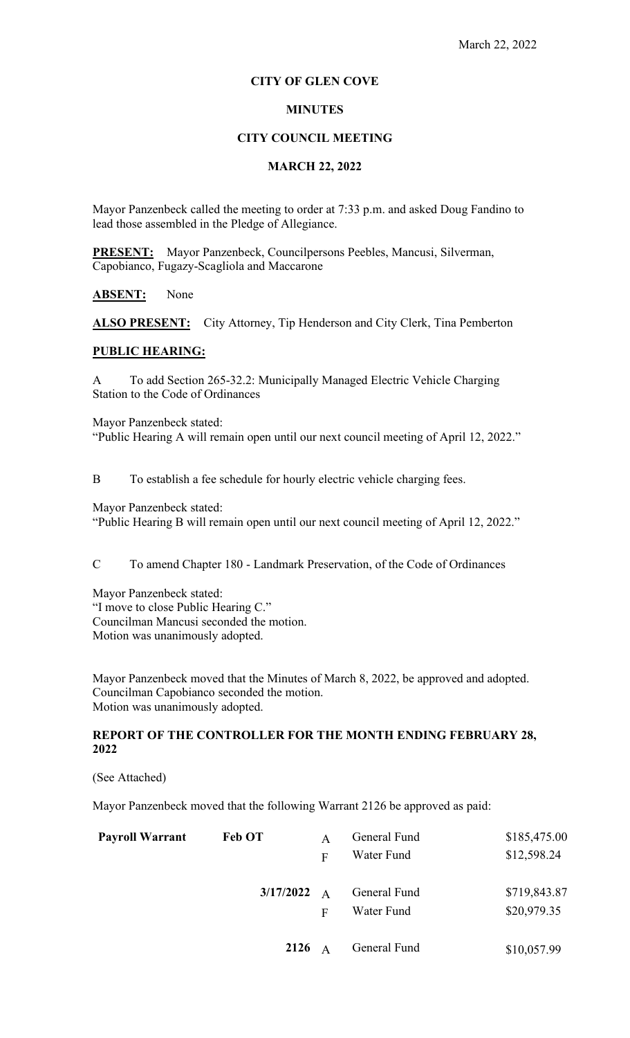March 22, 2022

# CITY OF GLEN COVE

## MINUTES

## CITY COUNCIL MEETING

## MARCH 22, 2022

Mayor Panzenbeck called the meeting to order at 7:33 p.m. and asked Doug Fandino to lead those assembled in the Pledge of Allegiance.

**PRESENT:** Mayor Panzenbeck, Councilpersons Peebles, Mancusi, Silverman, Capobianco, Fugazy-Scagliola and Maccarone

**ABSENT:** None

**ALSO PRESENT:** City Attorney, Tip Henderson and City Clerk, Tina Pemberton

**PUBLIC HEARING:**

A To add Section 265-32.2: Municipally Managed Electric Vehicle Charging Station to the Code of Ordinances

Mayor Panzenbeck stated:
"Public Hearing A will remain open until our next council meeting of April 12, 2022."

B To establish a fee schedule for hourly electric vehicle charging fees.

Mayor Panzenbeck stated:
"Public Hearing B will remain open until our next council meeting of April 12, 2022."

C To amend Chapter 180 - Landmark Preservation, of the Code of Ordinances

Mayor Panzenbeck stated:
"I move to close Public Hearing C."
Councilman Mancusi seconded the motion.
Motion was unanimously adopted.

Mayor Panzenbeck moved that the Minutes of March 8, 2022, be approved and adopted.
Councilman Capobianco seconded the motion.
Motion was unanimously adopted.

**REPORT OF THE CONTROLLER FOR THE MONTH ENDING FEBRUARY 28, 2022**

(See Attached)

Mayor Panzenbeck moved that the following Warrant 2126 be approved as paid:

| | | | | |
|---|---|---|---|---|
| **Payroll Warrant** | **Feb OT** | A | General Fund | $185,475.00 |
| | | F | Water Fund | $12,598.24 |
| | **3/17/2022** | A | General Fund | $719,843.87 |
| | | F | Water Fund | $20,979.35 |
| | **2126** | A | General Fund | $10,057.99 |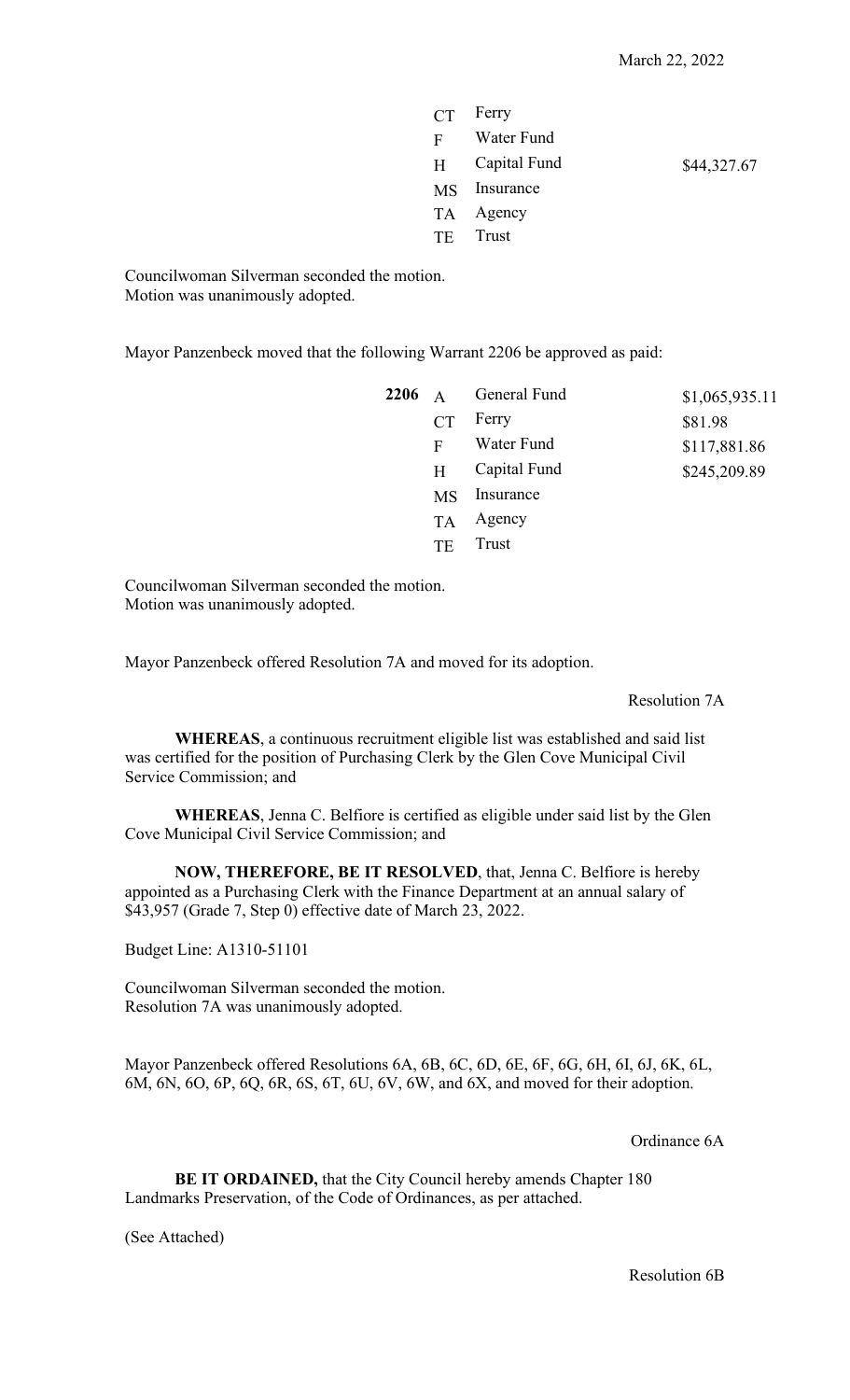March 22, 2022

| | | | |
|---|---|---|---|
| | CT | Ferry | |
| | F | Water Fund | |
| | H | Capital Fund | $44,327.67 |
| | MS | Insurance | |
| | TA | Agency | |
| | TE | Trust | |

Councilwoman Silverman seconded the motion.
Motion was unanimously adopted.

Mayor Panzenbeck moved that the following Warrant 2206 be approved as paid:

| | | | |
|---|---|---|---|
| **2206** | A | General Fund | $1,065,935.11 |
| | CT | Ferry | $81.98 |
| | F | Water Fund | $117,881.86 |
| | H | Capital Fund | $245,209.89 |
| | MS | Insurance | |
| | TA | Agency | |
| | TE | Trust | |

Councilwoman Silverman seconded the motion.
Motion was unanimously adopted.

Mayor Panzenbeck offered Resolution 7A and moved for its adoption.

Resolution 7A

**WHEREAS**, a continuous recruitment eligible list was established and said list was certified for the position of Purchasing Clerk by the Glen Cove Municipal Civil Service Commission; and

**WHEREAS**, Jenna C. Belfiore is certified as eligible under said list by the Glen Cove Municipal Civil Service Commission; and

**NOW, THEREFORE, BE IT RESOLVED**, that, Jenna C. Belfiore is hereby appointed as a Purchasing Clerk with the Finance Department at an annual salary of $43,957 (Grade 7, Step 0) effective date of March 23, 2022.

Budget Line: A1310-51101

Councilwoman Silverman seconded the motion.
Resolution 7A was unanimously adopted.

Mayor Panzenbeck offered Resolutions 6A, 6B, 6C, 6D, 6E, 6F, 6G, 6H, 6I, 6J, 6K, 6L, 6M, 6N, 6O, 6P, 6Q, 6R, 6S, 6T, 6U, 6V, 6W, and 6X, and moved for their adoption.

Ordinance 6A

**BE IT ORDAINED,** that the City Council hereby amends Chapter 180 Landmarks Preservation, of the Code of Ordinances, as per attached.

(See Attached)

Resolution 6B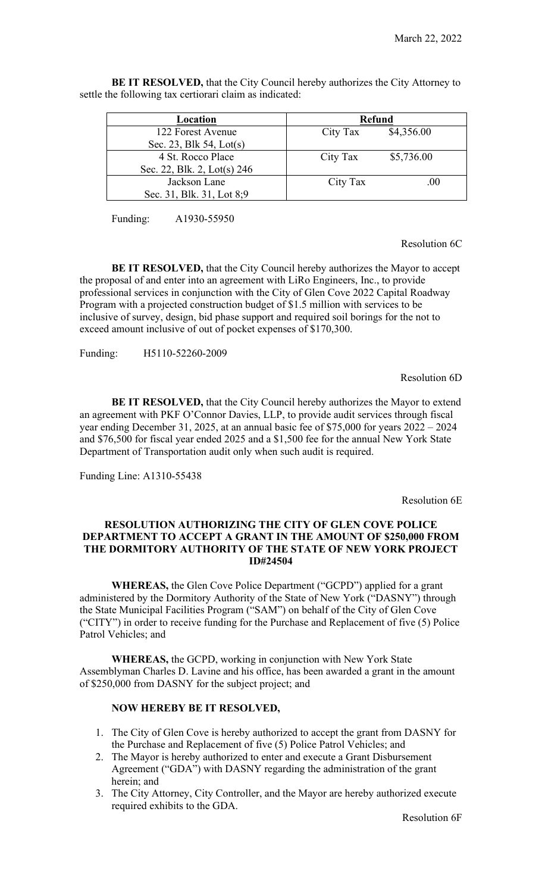March 22, 2022

**BE IT RESOLVED,** that the City Council hereby authorizes the City Attorney to settle the following tax certiorari claim as indicated:

| Location | Refund | |
|---|---|---|
| 122 Forest Avenue<br>Sec. 23, Blk 54, Lot(s) | City Tax | $4,356.00 |
| 4 St. Rocco Place<br>Sec. 22, Blk. 2, Lot(s) 246 | City Tax | $5,736.00 |
| Jackson Lane<br>Sec. 31, Blk. 31, Lot 8;9 | City Tax | .00 |

Funding: A1930-55950

Resolution 6C

**BE IT RESOLVED,** that the City Council hereby authorizes the Mayor to accept the proposal of and enter into an agreement with LiRo Engineers, Inc., to provide professional services in conjunction with the City of Glen Cove 2022 Capital Roadway Program with a projected construction budget of $1.5 million with services to be inclusive of survey, design, bid phase support and required soil borings for the not to exceed amount inclusive of out of pocket expenses of $170,300.

Funding: H5110-52260-2009

Resolution 6D

**BE IT RESOLVED,** that the City Council hereby authorizes the Mayor to extend an agreement with PKF O'Connor Davies, LLP, to provide audit services through fiscal year ending December 31, 2025, at an annual basic fee of $75,000 for years 2022 – 2024 and $76,500 for fiscal year ended 2025 and a $1,500 fee for the annual New York State Department of Transportation audit only when such audit is required.

Funding Line: A1310-55438

Resolution 6E

**RESOLUTION AUTHORIZING THE CITY OF GLEN COVE POLICE DEPARTMENT TO ACCEPT A GRANT IN THE AMOUNT OF $250,000 FROM THE DORMITORY AUTHORITY OF THE STATE OF NEW YORK PROJECT ID#24504**

**WHEREAS,** the Glen Cove Police Department ("GCPD") applied for a grant administered by the Dormitory Authority of the State of New York ("DASNY") through the State Municipal Facilities Program ("SAM") on behalf of the City of Glen Cove ("CITY") in order to receive funding for the Purchase and Replacement of five (5) Police Patrol Vehicles; and

**WHEREAS,** the GCPD, working in conjunction with New York State Assemblyman Charles D. Lavine and his office, has been awarded a grant in the amount of $250,000 from DASNY for the subject project; and

**NOW HEREBY BE IT RESOLVED,**

1. The City of Glen Cove is hereby authorized to accept the grant from DASNY for the Purchase and Replacement of five (5) Police Patrol Vehicles; and
2. The Mayor is hereby authorized to enter and execute a Grant Disbursement Agreement ("GDA") with DASNY regarding the administration of the grant herein; and
3. The City Attorney, City Controller, and the Mayor are hereby authorized execute required exhibits to the GDA.

Resolution 6F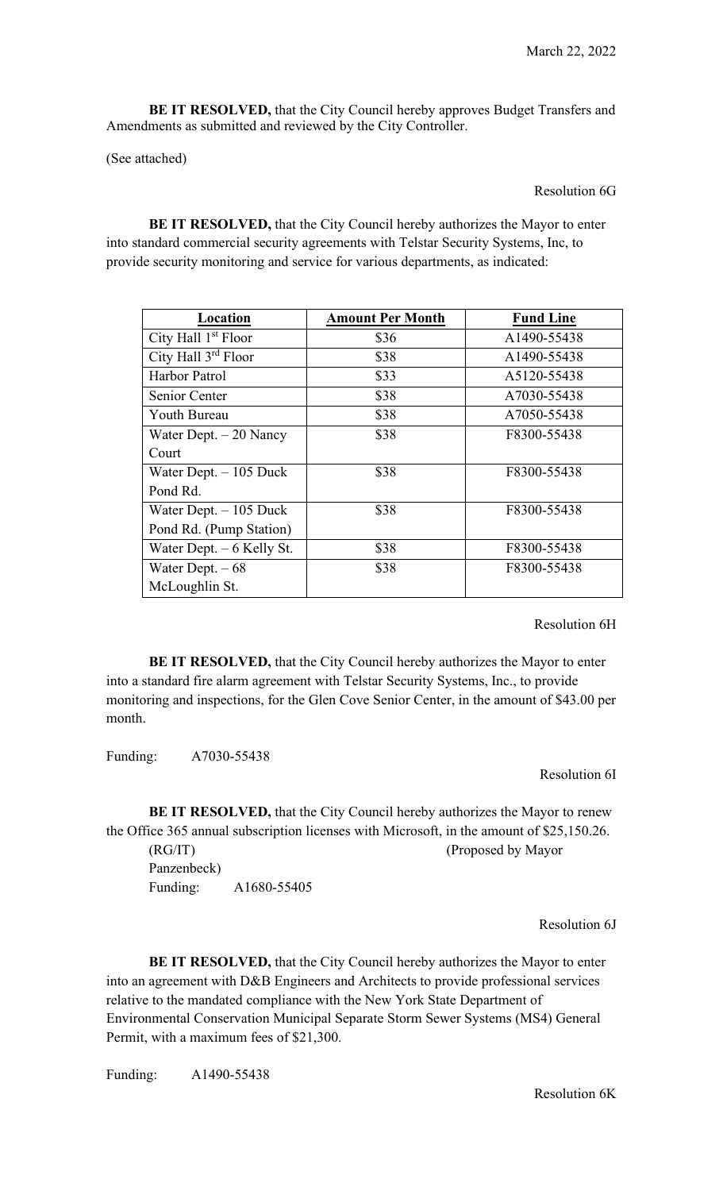March 22, 2022

**BE IT RESOLVED,** that the City Council hereby approves Budget Transfers and Amendments as submitted and reviewed by the City Controller.

(See attached)

Resolution 6G

**BE IT RESOLVED,** that the City Council hereby authorizes the Mayor to enter into standard commercial security agreements with Telstar Security Systems, Inc, to provide security monitoring and service for various departments, as indicated:

| Location | Amount Per Month | Fund Line |
|---|---|---|
| City Hall 1st Floor | $36 | A1490-55438 |
| City Hall 3rd Floor | $38 | A1490-55438 |
| Harbor Patrol | $33 | A5120-55438 |
| Senior Center | $38 | A7030-55438 |
| Youth Bureau | $38 | A7050-55438 |
| Water Dept. – 20 Nancy Court | $38 | F8300-55438 |
| Water Dept. – 105 Duck Pond Rd. | $38 | F8300-55438 |
| Water Dept. – 105 Duck Pond Rd. (Pump Station) | $38 | F8300-55438 |
| Water Dept. – 6 Kelly St. | $38 | F8300-55438 |
| Water Dept. – 68 McLoughlin St. | $38 | F8300-55438 |

Resolution 6H

**BE IT RESOLVED,** that the City Council hereby authorizes the Mayor to enter into a standard fire alarm agreement with Telstar Security Systems, Inc., to provide monitoring and inspections, for the Glen Cove Senior Center, in the amount of $43.00 per month.

Funding: A7030-55438

Resolution 6I

**BE IT RESOLVED,** that the City Council hereby authorizes the Mayor to renew the Office 365 annual subscription licenses with Microsoft, in the amount of $25,150.26.

(RG/IT) (Proposed by Mayor Panzenbeck)

Funding: A1680-55405

Resolution 6J

**BE IT RESOLVED,** that the City Council hereby authorizes the Mayor to enter into an agreement with D&B Engineers and Architects to provide professional services relative to the mandated compliance with the New York State Department of Environmental Conservation Municipal Separate Storm Sewer Systems (MS4) General Permit, with a maximum fees of $21,300.

Funding: A1490-55438

Resolution 6K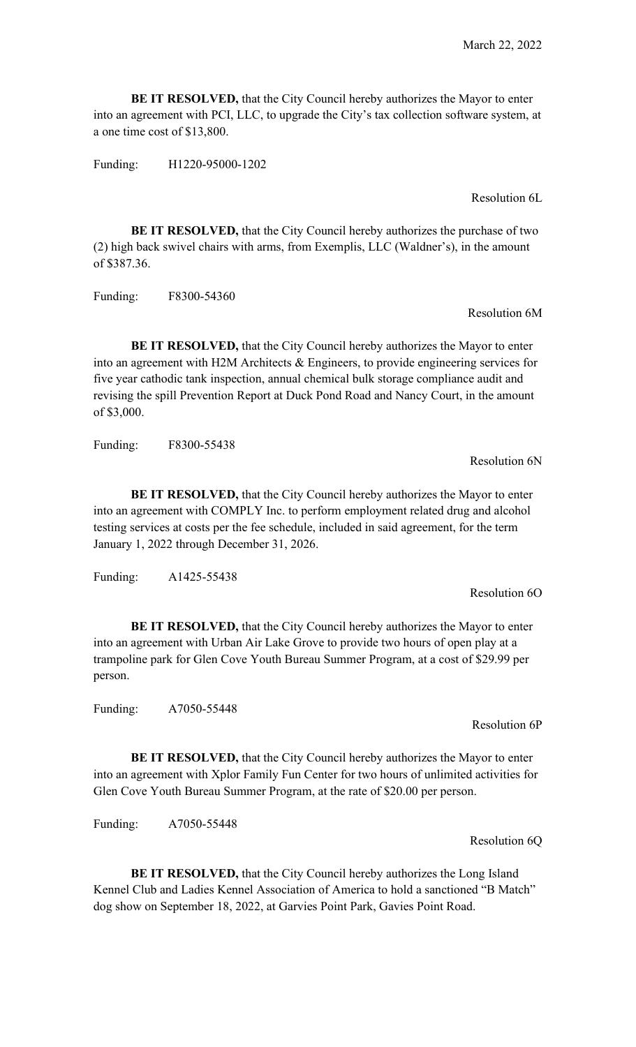March 22, 2022

**BE IT RESOLVED,** that the City Council hereby authorizes the Mayor to enter into an agreement with PCI, LLC, to upgrade the City's tax collection software system, at a one time cost of $13,800.

Funding: H1220-95000-1202

Resolution 6L

**BE IT RESOLVED,** that the City Council hereby authorizes the purchase of two (2) high back swivel chairs with arms, from Exemplis, LLC (Waldner's), in the amount of $387.36.

Funding: F8300-54360

Resolution 6M

**BE IT RESOLVED,** that the City Council hereby authorizes the Mayor to enter into an agreement with H2M Architects & Engineers, to provide engineering services for five year cathodic tank inspection, annual chemical bulk storage compliance audit and revising the spill Prevention Report at Duck Pond Road and Nancy Court, in the amount of $3,000.

Funding: F8300-55438

Resolution 6N

**BE IT RESOLVED,** that the City Council hereby authorizes the Mayor to enter into an agreement with COMPLY Inc. to perform employment related drug and alcohol testing services at costs per the fee schedule, included in said agreement, for the term January 1, 2022 through December 31, 2026.

Funding: A1425-55438

Resolution 6O

**BE IT RESOLVED,** that the City Council hereby authorizes the Mayor to enter into an agreement with Urban Air Lake Grove to provide two hours of open play at a trampoline park for Glen Cove Youth Bureau Summer Program, at a cost of $29.99 per person.

Funding: A7050-55448

Resolution 6P

**BE IT RESOLVED,** that the City Council hereby authorizes the Mayor to enter into an agreement with Xplor Family Fun Center for two hours of unlimited activities for Glen Cove Youth Bureau Summer Program, at the rate of $20.00 per person.

Funding: A7050-55448

Resolution 6Q

**BE IT RESOLVED,** that the City Council hereby authorizes the Long Island Kennel Club and Ladies Kennel Association of America to hold a sanctioned "B Match" dog show on September 18, 2022, at Garvies Point Park, Gavies Point Road.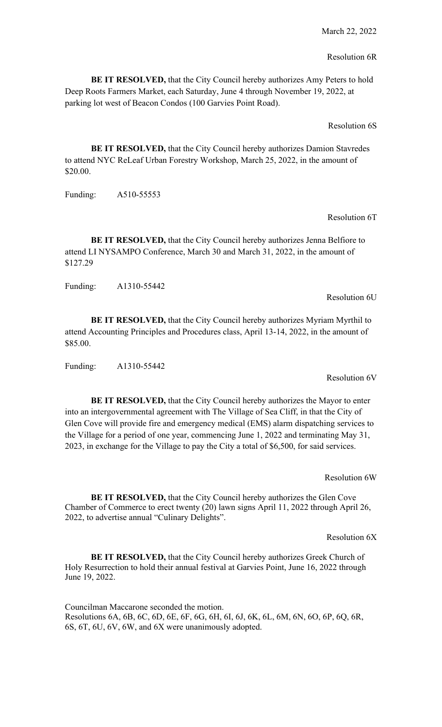March 22, 2022

Resolution 6R

**BE IT RESOLVED,** that the City Council hereby authorizes Amy Peters to hold Deep Roots Farmers Market, each Saturday, June 4 through November 19, 2022, at parking lot west of Beacon Condos (100 Garvies Point Road).

Resolution 6S

**BE IT RESOLVED,** that the City Council hereby authorizes Damion Stavredes to attend NYC ReLeaf Urban Forestry Workshop, March 25, 2022, in the amount of $20.00.

Funding: A510-55553

Resolution 6T

**BE IT RESOLVED,** that the City Council hereby authorizes Jenna Belfiore to attend LI NYSAMPO Conference, March 30 and March 31, 2022, in the amount of $127.29

Funding: A1310-55442

Resolution 6U

**BE IT RESOLVED,** that the City Council hereby authorizes Myriam Myrthil to attend Accounting Principles and Procedures class, April 13-14, 2022, in the amount of $85.00.

Funding: A1310-55442

Resolution 6V

**BE IT RESOLVED,** that the City Council hereby authorizes the Mayor to enter into an intergovernmental agreement with The Village of Sea Cliff, in that the City of Glen Cove will provide fire and emergency medical (EMS) alarm dispatching services to the Village for a period of one year, commencing June 1, 2022 and terminating May 31, 2023, in exchange for the Village to pay the City a total of $6,500, for said services.

Resolution 6W

**BE IT RESOLVED,** that the City Council hereby authorizes the Glen Cove Chamber of Commerce to erect twenty (20) lawn signs April 11, 2022 through April 26, 2022, to advertise annual "Culinary Delights".

Resolution 6X

**BE IT RESOLVED,** that the City Council hereby authorizes Greek Church of Holy Resurrection to hold their annual festival at Garvies Point, June 16, 2022 through June 19, 2022.

Councilman Maccarone seconded the motion.
Resolutions 6A, 6B, 6C, 6D, 6E, 6F, 6G, 6H, 6I, 6J, 6K, 6L, 6M, 6N, 6O, 6P, 6Q, 6R, 6S, 6T, 6U, 6V, 6W, and 6X were unanimously adopted.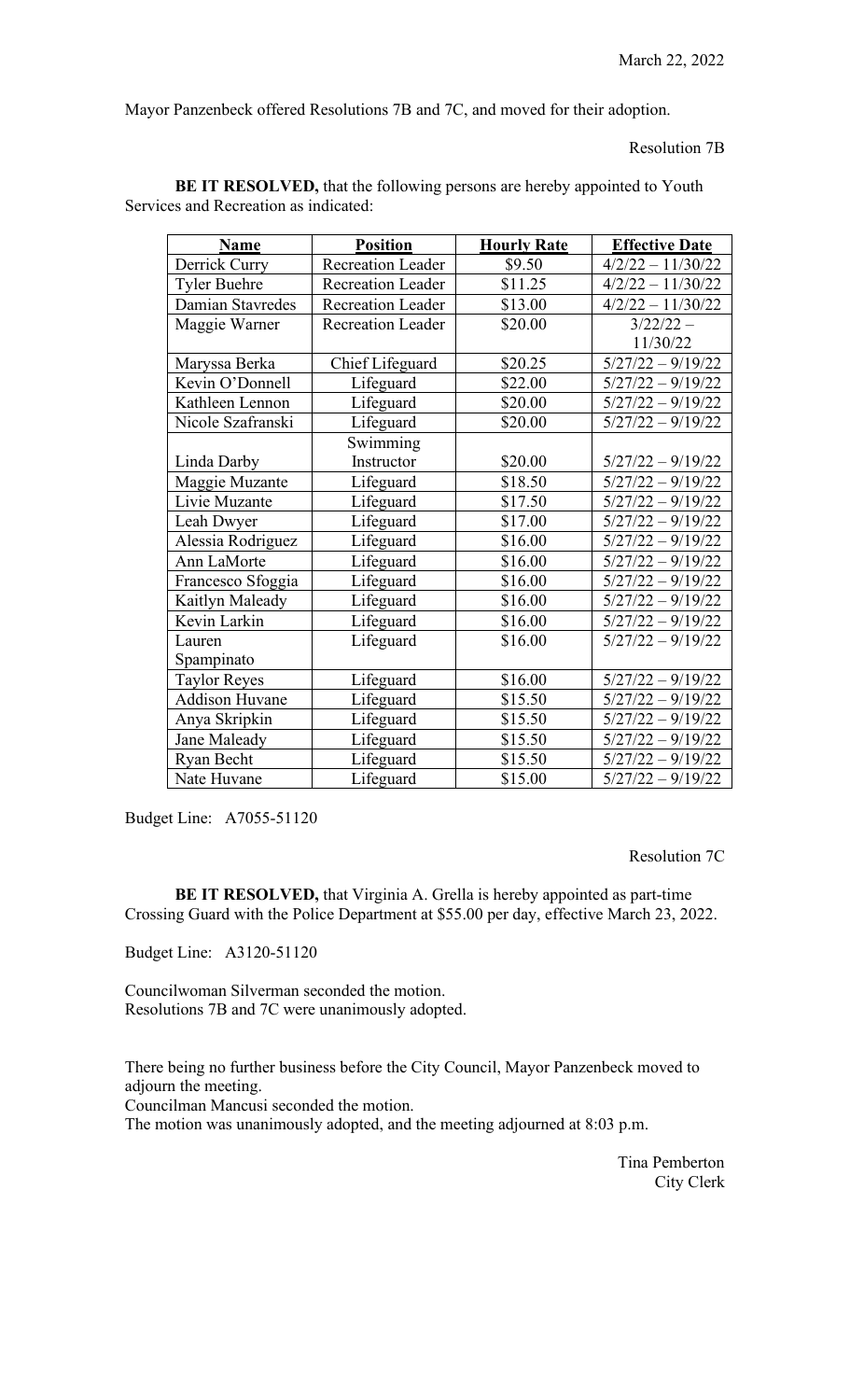March 22, 2022

Mayor Panzenbeck offered Resolutions 7B and 7C, and moved for their adoption.

Resolution 7B

**BE IT RESOLVED,** that the following persons are hereby appointed to Youth Services and Recreation as indicated:

| Name | Position | Hourly Rate | Effective Date |
|---|---|---|---|
| Derrick Curry | Recreation Leader | $9.50 | 4/2/22 – 11/30/22 |
| Tyler Buehre | Recreation Leader | $11.25 | 4/2/22 – 11/30/22 |
| Damian Stavredes | Recreation Leader | $13.00 | 4/2/22 – 11/30/22 |
| Maggie Warner | Recreation Leader | $20.00 | 3/22/22 – 11/30/22 |
| Maryssa Berka | Chief Lifeguard | $20.25 | 5/27/22 – 9/19/22 |
| Kevin O'Donnell | Lifeguard | $22.00 | 5/27/22 – 9/19/22 |
| Kathleen Lennon | Lifeguard | $20.00 | 5/27/22 – 9/19/22 |
| Nicole Szafranski | Lifeguard | $20.00 | 5/27/22 – 9/19/22 |
| Linda Darby | Swimming Instructor | $20.00 | 5/27/22 – 9/19/22 |
| Maggie Muzante | Lifeguard | $18.50 | 5/27/22 – 9/19/22 |
| Livie Muzante | Lifeguard | $17.50 | 5/27/22 – 9/19/22 |
| Leah Dwyer | Lifeguard | $17.00 | 5/27/22 – 9/19/22 |
| Alessia Rodriguez | Lifeguard | $16.00 | 5/27/22 – 9/19/22 |
| Ann LaMorte | Lifeguard | $16.00 | 5/27/22 – 9/19/22 |
| Francesco Sfoggia | Lifeguard | $16.00 | 5/27/22 – 9/19/22 |
| Kaitlyn Maleady | Lifeguard | $16.00 | 5/27/22 – 9/19/22 |
| Kevin Larkin | Lifeguard | $16.00 | 5/27/22 – 9/19/22 |
| Lauren Spampinato | Lifeguard | $16.00 | 5/27/22 – 9/19/22 |
| Taylor Reyes | Lifeguard | $16.00 | 5/27/22 – 9/19/22 |
| Addison Huvane | Lifeguard | $15.50 | 5/27/22 – 9/19/22 |
| Anya Skripkin | Lifeguard | $15.50 | 5/27/22 – 9/19/22 |
| Jane Maleady | Lifeguard | $15.50 | 5/27/22 – 9/19/22 |
| Ryan Becht | Lifeguard | $15.50 | 5/27/22 – 9/19/22 |
| Nate Huvane | Lifeguard | $15.00 | 5/27/22 – 9/19/22 |

Budget Line: A7055-51120

Resolution 7C

**BE IT RESOLVED,** that Virginia A. Grella is hereby appointed as part-time Crossing Guard with the Police Department at $55.00 per day, effective March 23, 2022.

Budget Line: A3120-51120

Councilwoman Silverman seconded the motion.
Resolutions 7B and 7C were unanimously adopted.

There being no further business before the City Council, Mayor Panzenbeck moved to adjourn the meeting.
Councilman Mancusi seconded the motion.
The motion was unanimously adopted, and the meeting adjourned at 8:03 p.m.

Tina Pemberton
City Clerk